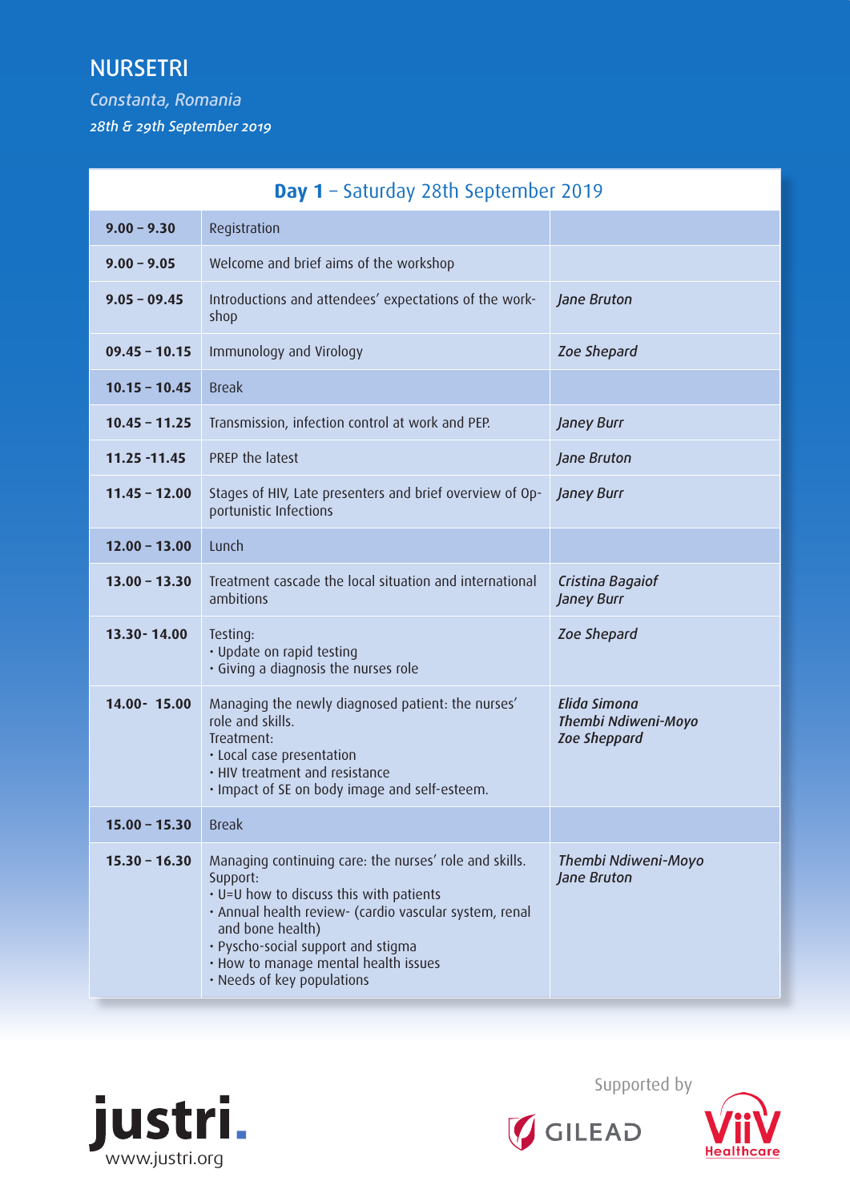# NURSETRI

*Constanta, Romania*

*28th & 29th September 2019*

| **Day 1** – Saturday 28th September 2019 | | |
|---|---|---|
| **9.00 – 9.30** | Registration | |
| **9.00 – 9.05** | Welcome and brief aims of the workshop | |
| **9.05 – 09.45** | Introductions and attendees' expectations of the workshop | *Jane Bruton* |
| **09.45 – 10.15** | Immunology and Virology | *Zoe Shepard* |
| **10.15 – 10.45** | Break | |
| **10.45 – 11.25** | Transmission, infection control at work and PEP. | *Janey Burr* |
| **11.25 -11.45** | PREP the latest | *Jane Bruton* |
| **11.45 – 12.00** | Stages of HIV, Late presenters and brief overview of Opportunistic Infections | *Janey Burr* |
| **12.00 – 13.00** | Lunch | |
| **13.00 – 13.30** | Treatment cascade the local situation and international ambitions | *Cristina Bagaiof*<br>*Janey Burr* |
| **13.30- 14.00** | Testing:<br>• Update on rapid testing<br>• Giving a diagnosis the nurses role | *Zoe Shepard* |
| **14.00- 15.00** | Managing the newly diagnosed patient: the nurses' role and skills.<br>Treatment:<br>• Local case presentation<br>• HIV treatment and resistance<br>• Impact of SE on body image and self-esteem. | *Elida Simona*<br>*Thembi Ndiweni-Moyo*<br>*Zoe Sheppard* |
| **15.00 – 15.30** | Break | |
| **15.30 – 16.30** | Managing continuing care: the nurses' role and skills.<br>Support:<br>• U=U how to discuss this with patients<br>• Annual health review- (cardio vascular system, renal and bone health)<br>• Pyscho-social support and stigma<br>• How to manage mental health issues<br>• Needs of key populations | *Thembi Ndiweni-Moyo*<br>*Jane Bruton* |

justri.
www.justri.org

Supported by

GILEAD

ViiV Healthcare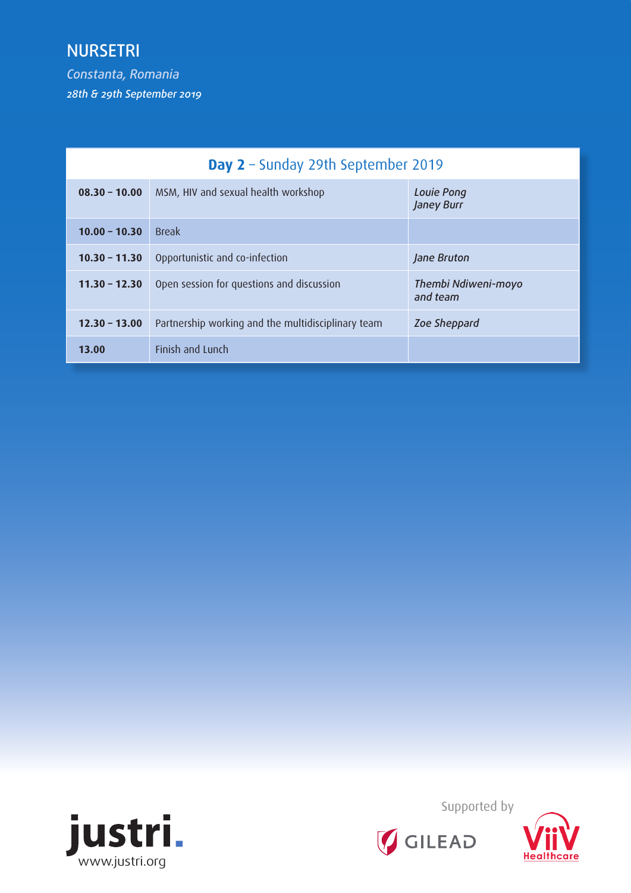# NURSETRI

*Constanta, Romania*

*28th & 29th September 2019*

## **Day 2** – Sunday 29th September 2019

| | | |
|---|---|---|
| **08.30 – 10.00** | MSM, HIV and sexual health workshop | *Louie Pong*<br>*Janey Burr* |
| **10.00 – 10.30** | Break | |
| **10.30 – 11.30** | Opportunistic and co-infection | *Jane Bruton* |
| **11.30 – 12.30** | Open session for questions and discussion | *Thembi Ndiweni-moyo and team* |
| **12.30 – 13.00** | Partnership working and the multidisciplinary team | *Zoe Sheppard* |
| **13.00** | Finish and Lunch | |

justri.

www.justri.org

Supported by

GILEAD

ViiV Healthcare